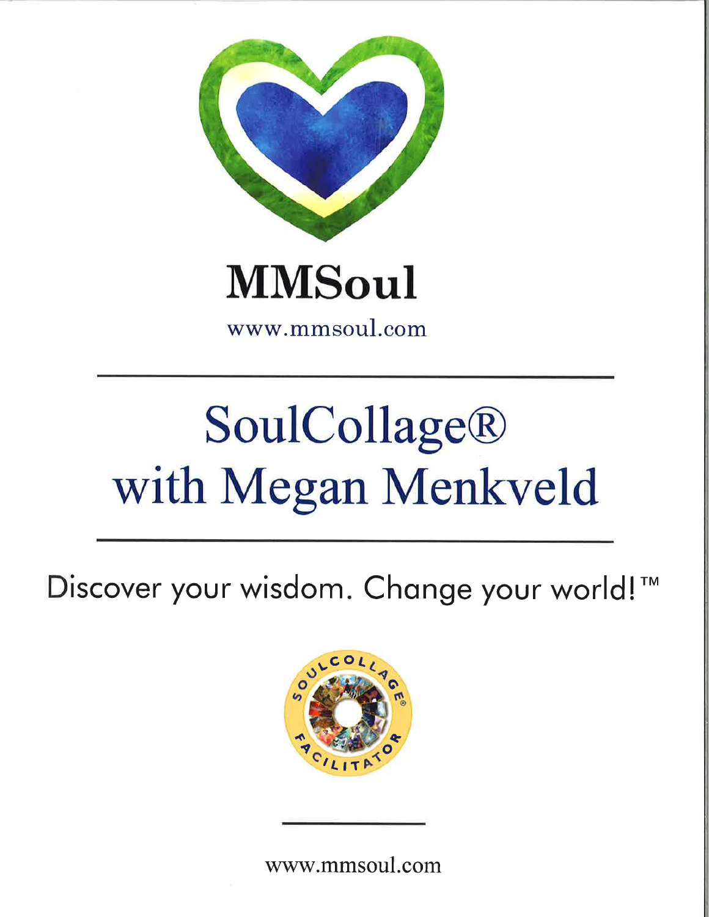# MMSoul

www.mmsoul.com

---

## SoulCollage® with Megan Menkveld

---

Discover your wisdom. Change your world!™

SOULCOLLAGE® FACILITATOR

---

www.mmsoul.com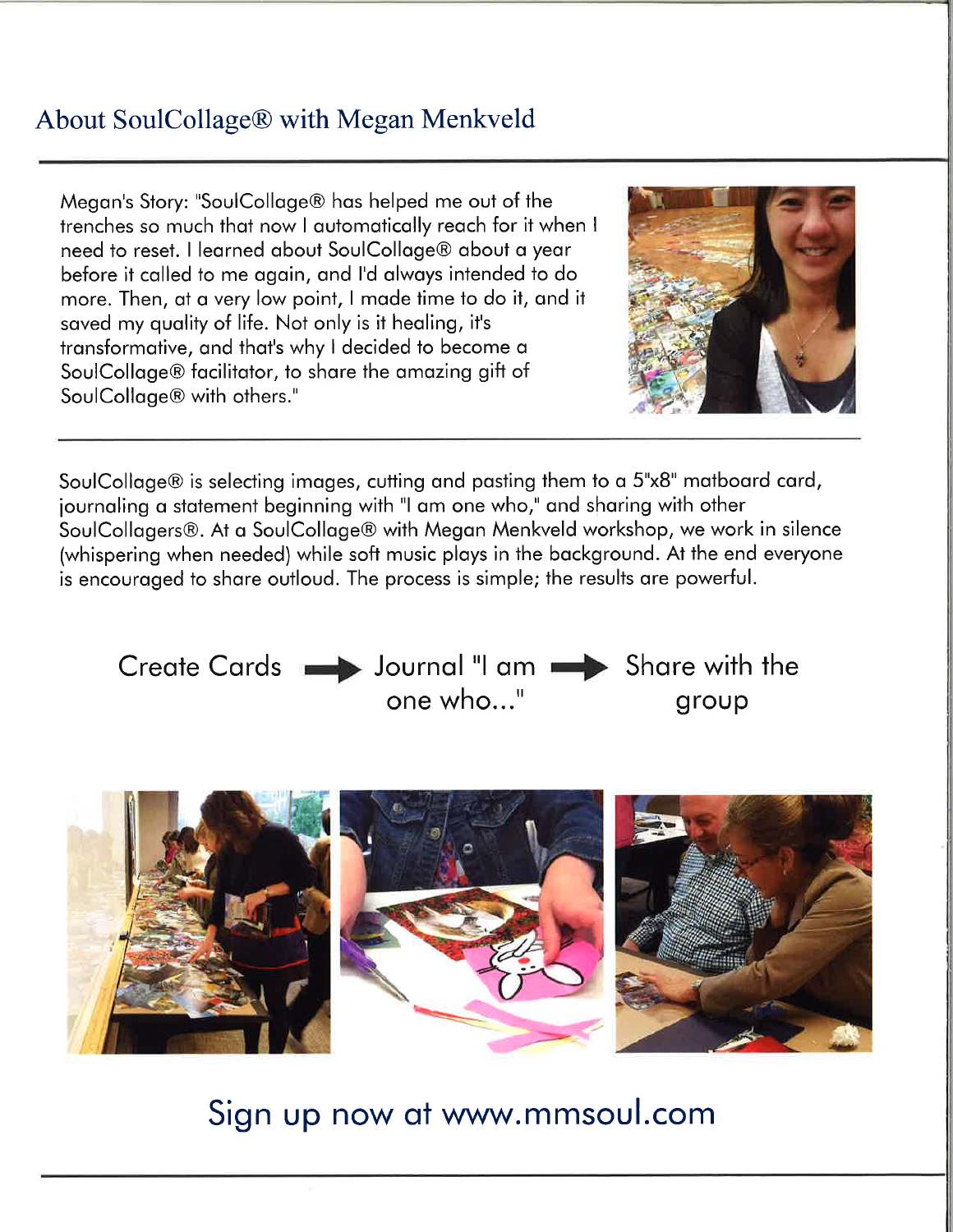# About SoulCollage® with Megan Menkveld

Megan's Story: "SoulCollage® has helped me out of the trenches so much that now I automatically reach for it when I need to reset. I learned about SoulCollage® about a year before it called to me again, and I'd always intended to do more. Then, at a very low point, I made time to do it, and it saved my quality of life. Not only is it healing, it's transformative, and that's why I decided to become a SoulCollage® facilitator, to share the amazing gift of SoulCollage® with others."

---

SoulCollage® is selecting images, cutting and pasting them to a 5"x8" matboard card, journaling a statement beginning with "I am one who," and sharing with other SoulCollagers®. At a SoulCollage® with Megan Menkveld workshop, we work in silence (whispering when needed) while soft music plays in the background. At the end everyone is encouraged to share outloud. The process is simple; the results are powerful.

Create Cards → Journal "I am one who..." → Share with the group

## Sign up now at www.mmsoul.com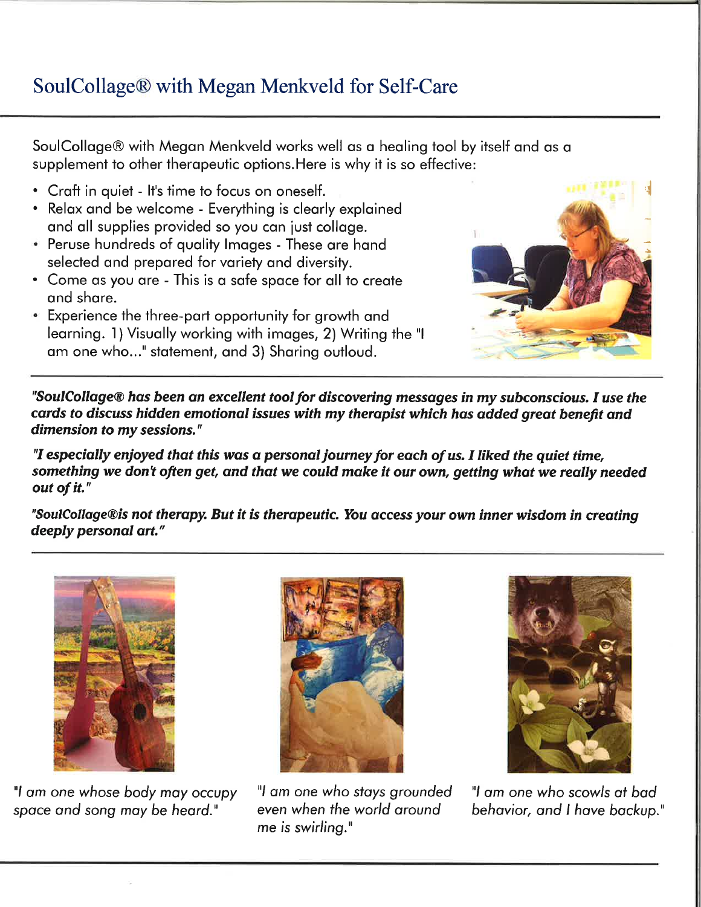## SoulCollage® with Megan Menkveld for Self-Care

SoulCollage® with Megan Menkveld works well as a healing tool by itself and as a supplement to other therapeutic options.Here is why it is so effective:

- Craft in quiet - It's time to focus on oneself.
- Relax and be welcome - Everything is clearly explained and all supplies provided so you can just collage.
- Peruse hundreds of quality Images - These are hand selected and prepared for variety and diversity.
- Come as you are - This is a safe space for all to create and share.
- Experience the three-part opportunity for growth and learning. 1) Visually working with images, 2) Writing the "I am one who..." statement, and 3) Sharing outloud.

***"SoulCollage® has been an excellent tool for discovering messages in my subconscious. I use the cards to discuss hidden emotional issues with my therapist which has added great benefit and dimension to my sessions."***

***"I especially enjoyed that this was a personal journey for each of us. I liked the quiet time, something we don't often get, and that we could make it our own, getting what we really needed out of it."***

***"SoulCollage®is not therapy. But it is therapeutic. You access your own inner wisdom in creating deeply personal art."***

*"I am one whose body may occupy space and song may be heard."*

*"I am one who stays grounded even when the world around me is swirling."*

*"I am one who scowls at bad behavior, and I have backup."*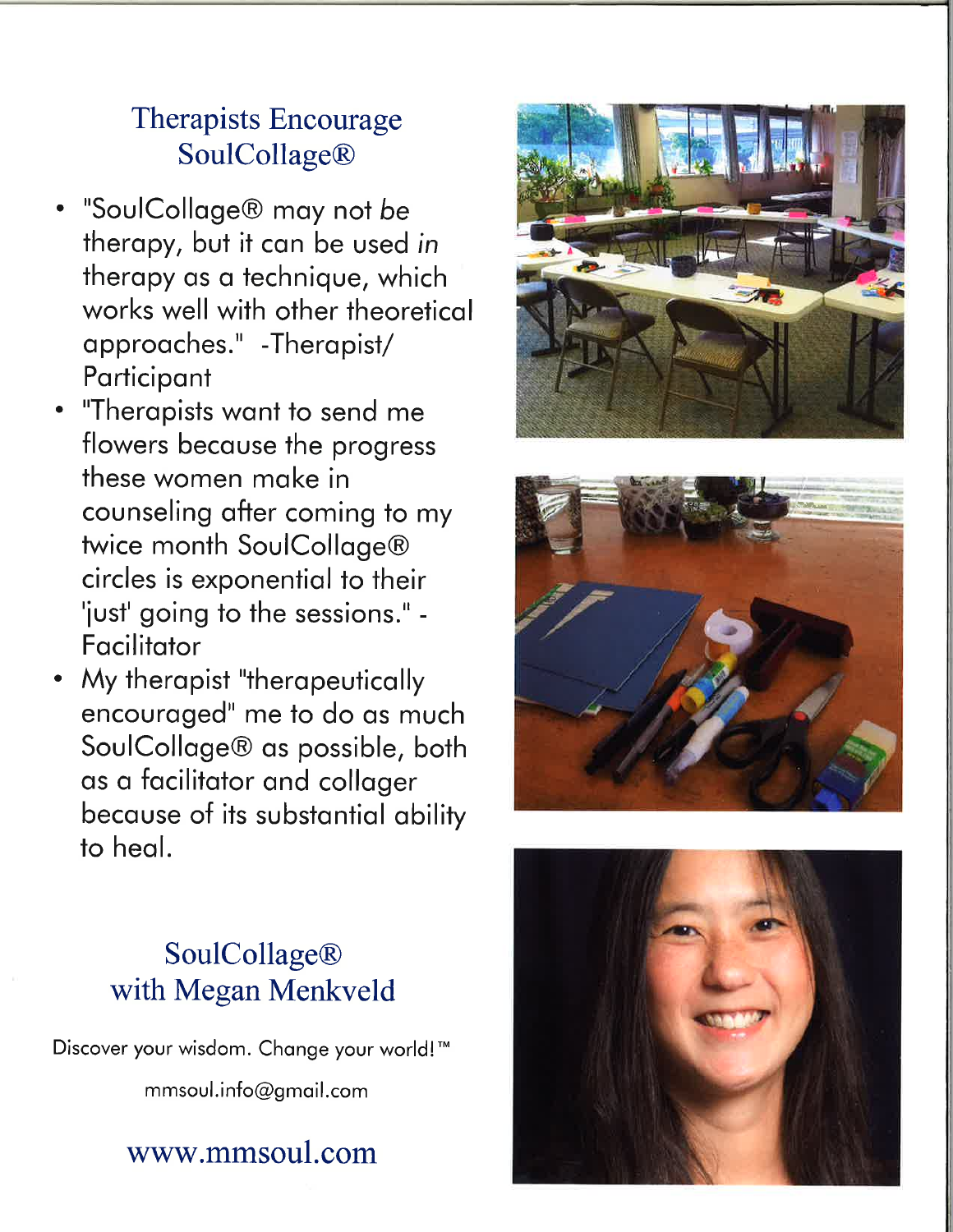## Therapists Encourage SoulCollage®

- "SoulCollage® may not *be* therapy, but it can be used *in* therapy as a technique, which works well with other theoretical approaches." -Therapist/ Participant
- "Therapists want to send me flowers because the progress these women make in counseling after coming to my twice month SoulCollage® circles is exponential to their 'just' going to the sessions." -Facilitator
- My therapist "therapeutically encouraged" me to do as much SoulCollage® as possible, both as a facilitator and collager because of its substantial ability to heal.

## SoulCollage® with Megan Menkveld

Discover your wisdom. Change your world!™

mmsoul.info@gmail.com

www.mmsoul.com